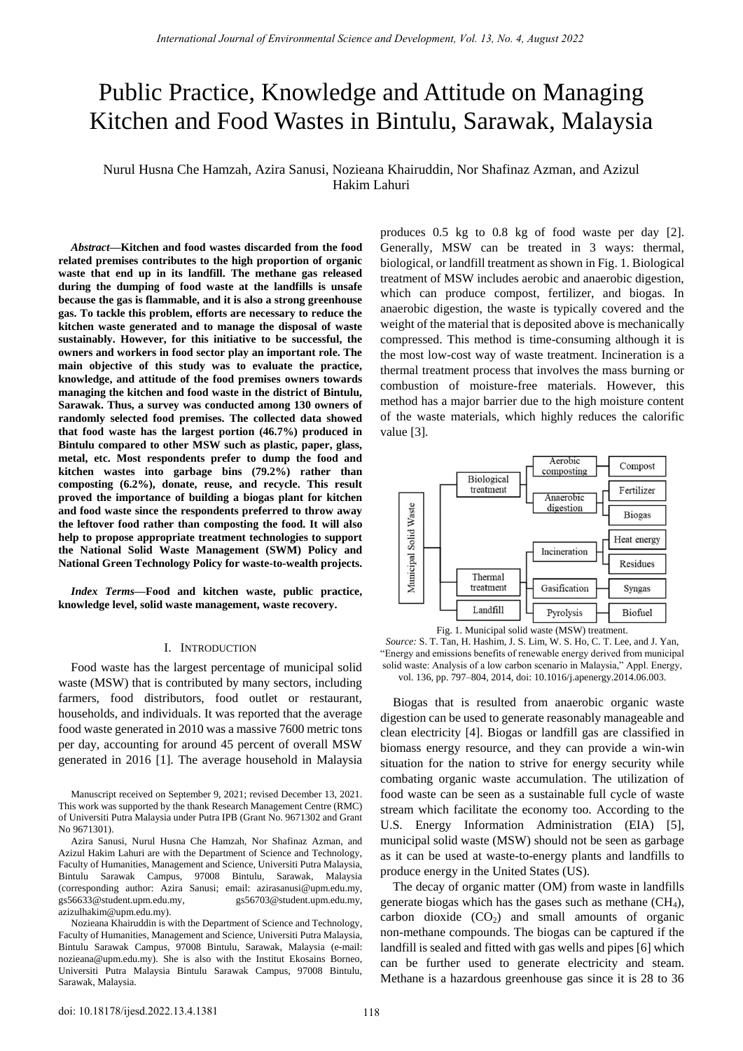# Public Practice, Knowledge and Attitude on Managing Kitchen and Food Wastes in Bintulu, Sarawak, Malaysia

Nurul Husna Che Hamzah, Azira Sanusi, Nozieana Khairuddin, Nor Shafinaz Azman, and Azizul Hakim Lahuri

***Abstract*—Kitchen and food wastes discarded from the food related premises contributes to the high proportion of organic waste that end up in its landfill. The methane gas released during the dumping of food waste at the landfills is unsafe because the gas is flammable, and it is also a strong greenhouse gas. To tackle this problem, efforts are necessary to reduce the kitchen waste generated and to manage the disposal of waste sustainably. However, for this initiative to be successful, the owners and workers in food sector play an important role. The main objective of this study was to evaluate the practice, knowledge, and attitude of the food premises owners towards managing the kitchen and food waste in the district of Bintulu, Sarawak. Thus, a survey was conducted among 130 owners of randomly selected food premises. The collected data showed that food waste has the largest portion (46.7%) produced in Bintulu compared to other MSW such as plastic, paper, glass, metal, etc. Most respondents prefer to dump the food and kitchen wastes into garbage bins (79.2%) rather than composting (6.2%), donate, reuse, and recycle. This result proved the importance of building a biogas plant for kitchen and food waste since the respondents preferred to throw away the leftover food rather than composting the food. It will also help to propose appropriate treatment technologies to support the National Solid Waste Management (SWM) Policy and National Green Technology Policy for waste-to-wealth projects.**

***Index Terms*—Food and kitchen waste, public practice, knowledge level, solid waste management, waste recovery.**

## I. Introduction

Food waste has the largest percentage of municipal solid waste (MSW) that is contributed by many sectors, including farmers, food distributors, food outlet or restaurant, households, and individuals. It was reported that the average food waste generated in 2010 was a massive 7600 metric tons per day, accounting for around 45 percent of overall MSW generated in 2016 [1]. The average household in Malaysia produces 0.5 kg to 0.8 kg of food waste per day [2]. Generally, MSW can be treated in 3 ways: thermal, biological, or landfill treatment as shown in Fig. 1. Biological treatment of MSW includes aerobic and anaerobic digestion, which can produce compost, fertilizer, and biogas. In anaerobic digestion, the waste is typically covered and the weight of the material that is deposited above is mechanically compressed. This method is time-consuming although it is the most low-cost way of waste treatment. Incineration is a thermal treatment process that involves the mass burning or combustion of moisture-free materials. However, this method has a major barrier due to the high moisture content of the waste materials, which highly reduces the calorific value [3].

Fig. 1. Municipal solid waste (MSW) treatment.
*Source:* S. T. Tan, H. Hashim, J. S. Lim, W. S. Ho, C. T. Lee, and J. Yan, "Energy and emissions benefits of renewable energy derived from municipal solid waste: Analysis of a low carbon scenario in Malaysia," Appl. Energy, vol. 136, pp. 797–804, 2014, doi: 10.1016/j.apenergy.2014.06.003.

Biogas that is resulted from anaerobic organic waste digestion can be used to generate reasonably manageable and clean electricity [4]. Biogas or landfill gas are classified in biomass energy resource, and they can provide a win-win situation for the nation to strive for energy security while combating organic waste accumulation. The utilization of food waste can be seen as a sustainable full cycle of waste stream which facilitate the economy too. According to the U.S. Energy Information Administration (EIA) [5], municipal solid waste (MSW) should not be seen as garbage as it can be used at waste-to-energy plants and landfills to produce energy in the United States (US).

The decay of organic matter (OM) from waste in landfills generate biogas which has the gases such as methane ($CH_4$), carbon dioxide ($CO_2$) and small amounts of organic non-methane compounds. The biogas can be captured if the landfill is sealed and fitted with gas wells and pipes [6] which can be further used to generate electricity and steam. Methane is a hazardous greenhouse gas since it is 28 to 36

Manuscript received on September 9, 2021; revised December 13, 2021. This work was supported by the thank Research Management Centre (RMC) of Universiti Putra Malaysia under Putra IPB (Grant No. 9671302 and Grant No 9671301).

Azira Sanusi, Nurul Husna Che Hamzah, Nor Shafinaz Azman, and Azizul Hakim Lahuri are with the Department of Science and Technology, Faculty of Humanities, Management and Science, Universiti Putra Malaysia, Bintulu Sarawak Campus, 97008 Bintulu, Sarawak, Malaysia (corresponding author: Azira Sanusi; email: azirasanusi@upm.edu.my, gs56633@student.upm.edu.my, gs56703@student.upm.edu.my, azizulhakim@upm.edu.my).

Nozieana Khairuddin is with the Department of Science and Technology, Faculty of Humanities, Management and Science, Universiti Putra Malaysia, Bintulu Sarawak Campus, 97008 Bintulu, Sarawak, Malaysia (e-mail: nozieana@upm.edu.my). She is also with the Institut Ekosains Borneo, Universiti Putra Malaysia Bintulu Sarawak Campus, 97008 Bintulu, Sarawak, Malaysia.

doi: 10.18178/ijesd.2022.13.4.1381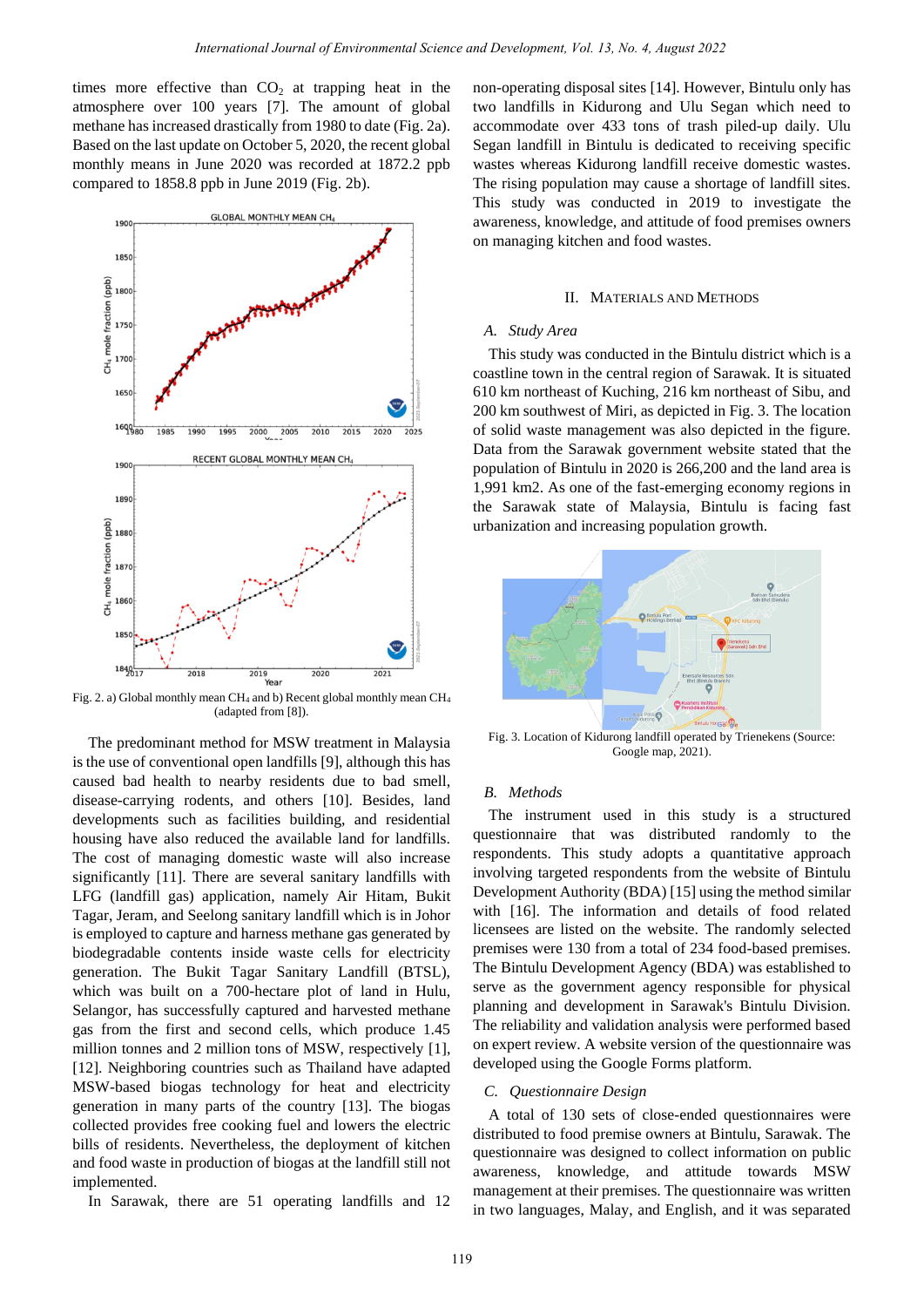times more effective than $CO_2$ at trapping heat in the atmosphere over 100 years [7]. The amount of global methane has increased drastically from 1980 to date (Fig. 2a). Based on the last update on October 5, 2020, the recent global monthly means in June 2020 was recorded at 1872.2 ppb compared to 1858.8 ppb in June 2019 (Fig. 2b).

Fig. 2. a) Global monthly mean $CH_4$ and b) Recent global monthly mean $CH_4$ (adapted from [8]).

The predominant method for MSW treatment in Malaysia is the use of conventional open landfills [9], although this has caused bad health to nearby residents due to bad smell, disease-carrying rodents, and others [10]. Besides, land developments such as facilities building, and residential housing have also reduced the available land for landfills. The cost of managing domestic waste will also increase significantly [11]. There are several sanitary landfills with LFG (landfill gas) application, namely Air Hitam, Bukit Tagar, Jeram, and Seelong sanitary landfill which is in Johor is employed to capture and harness methane gas generated by biodegradable contents inside waste cells for electricity generation. The Bukit Tagar Sanitary Landfill (BTSL), which was built on a 700-hectare plot of land in Hulu, Selangor, has successfully captured and harvested methane gas from the first and second cells, which produce 1.45 million tonnes and 2 million tons of MSW, respectively [1], [12]. Neighboring countries such as Thailand have adapted MSW-based biogas technology for heat and electricity generation in many parts of the country [13]. The biogas collected provides free cooking fuel and lowers the electric bills of residents. Nevertheless, the deployment of kitchen and food waste in production of biogas at the landfill still not implemented.

In Sarawak, there are 51 operating landfills and 12 non-operating disposal sites [14]. However, Bintulu only has two landfills in Kidurong and Ulu Segan which need to accommodate over 433 tons of trash piled-up daily. Ulu Segan landfill in Bintulu is dedicated to receiving specific wastes whereas Kidurong landfill receive domestic wastes. The rising population may cause a shortage of landfill sites. This study was conducted in 2019 to investigate the awareness, knowledge, and attitude of food premises owners on managing kitchen and food wastes.

## II. Materials and Methods

### A. Study Area

This study was conducted in the Bintulu district which is a coastline town in the central region of Sarawak. It is situated 610 km northeast of Kuching, 216 km northeast of Sibu, and 200 km southwest of Miri, as depicted in Fig. 3. The location of solid waste management was also depicted in the figure. Data from the Sarawak government website stated that the population of Bintulu in 2020 is 266,200 and the land area is 1,991 km2. As one of the fast-emerging economy regions in the Sarawak state of Malaysia, Bintulu is facing fast urbanization and increasing population growth.

Fig. 3. Location of Kidurong landfill operated by Trienekens (Source: Google map, 2021).

### B. Methods

The instrument used in this study is a structured questionnaire that was distributed randomly to the respondents. This study adopts a quantitative approach involving targeted respondents from the website of Bintulu Development Authority (BDA) [15] using the method similar with [16]. The information and details of food related licensees are listed on the website. The randomly selected premises were 130 from a total of 234 food-based premises. The Bintulu Development Agency (BDA) was established to serve as the government agency responsible for physical planning and development in Sarawak's Bintulu Division. The reliability and validation analysis were performed based on expert review. A website version of the questionnaire was developed using the Google Forms platform.

### C. Questionnaire Design

A total of 130 sets of close-ended questionnaires were distributed to food premise owners at Bintulu, Sarawak. The questionnaire was designed to collect information on public awareness, knowledge, and attitude towards MSW management at their premises. The questionnaire was written in two languages, Malay, and English, and it was separated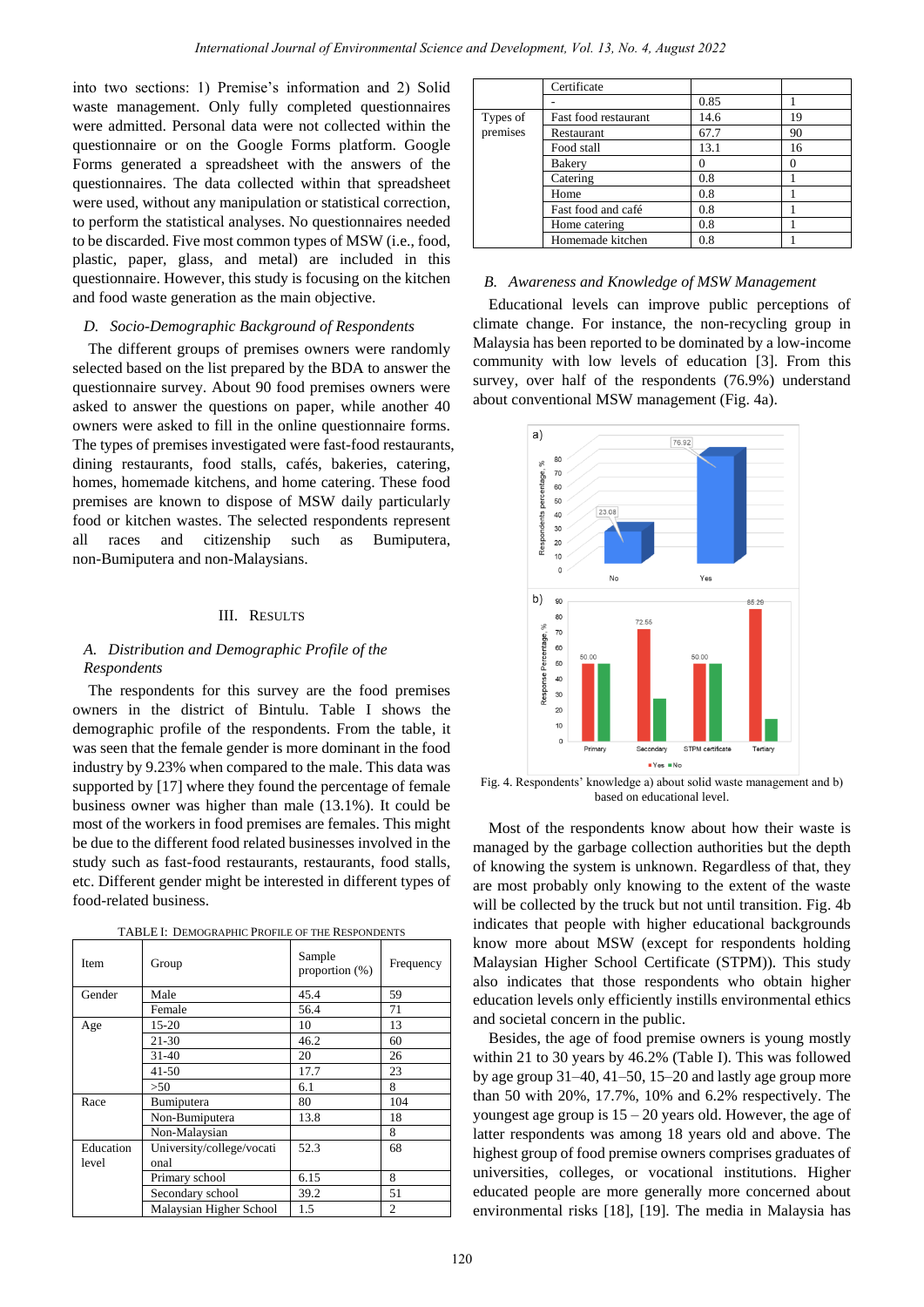into two sections: 1) Premise's information and 2) Solid waste management. Only fully completed questionnaires were admitted. Personal data were not collected within the questionnaire or on the Google Forms platform. Google Forms generated a spreadsheet with the answers of the questionnaires. The data collected within that spreadsheet were used, without any manipulation or statistical correction, to perform the statistical analyses. No questionnaires needed to be discarded. Five most common types of MSW (i.e., food, plastic, paper, glass, and metal) are included in this questionnaire. However, this study is focusing on the kitchen and food waste generation as the main objective.

### D. Socio-Demographic Background of Respondents

The different groups of premises owners were randomly selected based on the list prepared by the BDA to answer the questionnaire survey. About 90 food premises owners were asked to answer the questions on paper, while another 40 owners were asked to fill in the online questionnaire forms. The types of premises investigated were fast-food restaurants, dining restaurants, food stalls, cafés, bakeries, catering, homes, homemade kitchens, and home catering. These food premises are known to dispose of MSW daily particularly food or kitchen wastes. The selected respondents represent all races and citizenship such as Bumiputera, non-Bumiputera and non-Malaysians.

## III. Results

### A. Distribution and Demographic Profile of the Respondents

The respondents for this survey are the food premises owners in the district of Bintulu. Table I shows the demographic profile of the respondents. From the table, it was seen that the female gender is more dominant in the food industry by 9.23% when compared to the male. This data was supported by [17] where they found the percentage of female business owner was higher than male (13.1%). It could be most of the workers in food premises are females. This might be due to the different food related businesses involved in the study such as fast-food restaurants, restaurants, food stalls, etc. Different gender might be interested in different types of food-related business.

TABLE I: Demographic Profile of the Respondents

| Item | Group | Sample proportion (%) | Frequency |
|---|---|---|---|
| Gender | Male | 45.4 | 59 |
| | Female | 56.4 | 71 |
| Age | 15-20 | 10 | 13 |
| | 21-30 | 46.2 | 60 |
| | 31-40 | 20 | 26 |
| | 41-50 | 17.7 | 23 |
| | >50 | 6.1 | 8 |
| Race | Bumiputera | 80 | 104 |
| | Non-Bumiputera | 13.8 | 18 |
| | Non-Malaysian | | 8 |
| Education level | University/college/vocational | 52.3 | 68 |
| | Primary school | 6.15 | 8 |
| | Secondary school | 39.2 | 51 |
| | Malaysian Higher School Certificate | 1.5 | 2 |
| | - | 0.85 | 1 |
| Types of premises | Fast food restaurant | 14.6 | 19 |
| | Restaurant | 67.7 | 90 |
| | Food stall | 13.1 | 16 |
| | Bakery | 0 | 0 |
| | Catering | 0.8 | 1 |
| | Home | 0.8 | 1 |
| | Fast food and café | 0.8 | 1 |
| | Home catering | 0.8 | 1 |
| | Homemade kitchen | 0.8 | 1 |

### B. Awareness and Knowledge of MSW Management

Educational levels can improve public perceptions of climate change. For instance, the non-recycling group in Malaysia has been reported to be dominated by a low-income community with low levels of education [3]. From this survey, over half of the respondents (76.9%) understand about conventional MSW management (Fig. 4a).

Fig. 4. Respondents' knowledge a) about solid waste management and b) based on educational level.

Most of the respondents know about how their waste is managed by the garbage collection authorities but the depth of knowing the system is unknown. Regardless of that, they are most probably only knowing to the extent of the waste will be collected by the truck but not until transition. Fig. 4b indicates that people with higher educational backgrounds know more about MSW (except for respondents holding Malaysian Higher School Certificate (STPM)). This study also indicates that those respondents who obtain higher education levels only efficiently instills environmental ethics and societal concern in the public.

Besides, the age of food premise owners is young mostly within 21 to 30 years by 46.2% (Table I). This was followed by age group 31–40, 41–50, 15–20 and lastly age group more than 50 with 20%, 17.7%, 10% and 6.2% respectively. The youngest age group is 15 – 20 years old. However, the age of latter respondents was among 18 years old and above. The highest group of food premise owners comprises graduates of universities, colleges, or vocational institutions. Higher educated people are more generally more concerned about environmental risks [18], [19]. The media in Malaysia has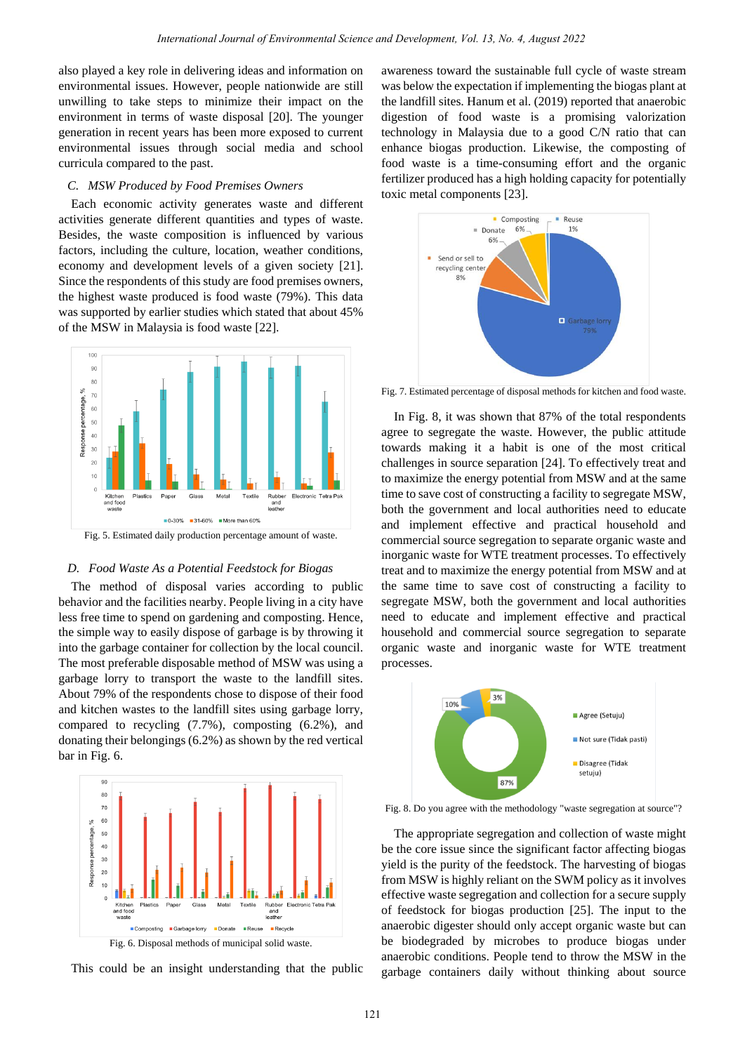also played a key role in delivering ideas and information on environmental issues. However, people nationwide are still unwilling to take steps to minimize their impact on the environment in terms of waste disposal [20]. The younger generation in recent years has been more exposed to current environmental issues through social media and school curricula compared to the past.

### C. MSW Produced by Food Premises Owners

Each economic activity generates waste and different activities generate different quantities and types of waste. Besides, the waste composition is influenced by various factors, including the culture, location, weather conditions, economy and development levels of a given society [21]. Since the respondents of this study are food premises owners, the highest waste produced is food waste (79%). This data was supported by earlier studies which stated that about 45% of the MSW in Malaysia is food waste [22].

Fig. 5. Estimated daily production percentage amount of waste.

### D. Food Waste As a Potential Feedstock for Biogas

The method of disposal varies according to public behavior and the facilities nearby. People living in a city have less free time to spend on gardening and composting. Hence, the simple way to easily dispose of garbage is by throwing it into the garbage container for collection by the local council. The most preferable disposable method of MSW was using a garbage lorry to transport the waste to the landfill sites. About 79% of the respondents chose to dispose of their food and kitchen wastes to the landfill sites using garbage lorry, compared to recycling (7.7%), composting (6.2%), and donating their belongings (6.2%) as shown by the red vertical bar in Fig. 6.

Fig. 6. Disposal methods of municipal solid waste.

This could be an insight understanding that the public awareness toward the sustainable full cycle of waste stream was below the expectation if implementing the biogas plant at the landfill sites. Hanum et al. (2019) reported that anaerobic digestion of food waste is a promising valorization technology in Malaysia due to a good C/N ratio that can enhance biogas production. Likewise, the composting of food waste is a time-consuming effort and the organic fertilizer produced has a high holding capacity for potentially toxic metal components [23].

Fig. 7. Estimated percentage of disposal methods for kitchen and food waste.

In Fig. 8, it was shown that 87% of the total respondents agree to segregate the waste. However, the public attitude towards making it a habit is one of the most critical challenges in source separation [24]. To effectively treat and to maximize the energy potential from MSW and at the same time to save cost of constructing a facility to segregate MSW, both the government and local authorities need to educate and implement effective and practical household and commercial source segregation to separate organic waste and inorganic waste for WTE treatment processes. To effectively treat and to maximize the energy potential from MSW and at the same time to save cost of constructing a facility to segregate MSW, both the government and local authorities need to educate and implement effective and practical household and commercial source segregation to separate organic waste and inorganic waste for WTE treatment processes.

Fig. 8. Do you agree with the methodology "waste segregation at source"?

The appropriate segregation and collection of waste might be the core issue since the significant factor affecting biogas yield is the purity of the feedstock. The harvesting of biogas from MSW is highly reliant on the SWM policy as it involves effective waste segregation and collection for a secure supply of feedstock for biogas production [25]. The input to the anaerobic digester should only accept organic waste but can be biodegraded by microbes to produce biogas under anaerobic conditions. People tend to throw the MSW in the garbage containers daily without thinking about source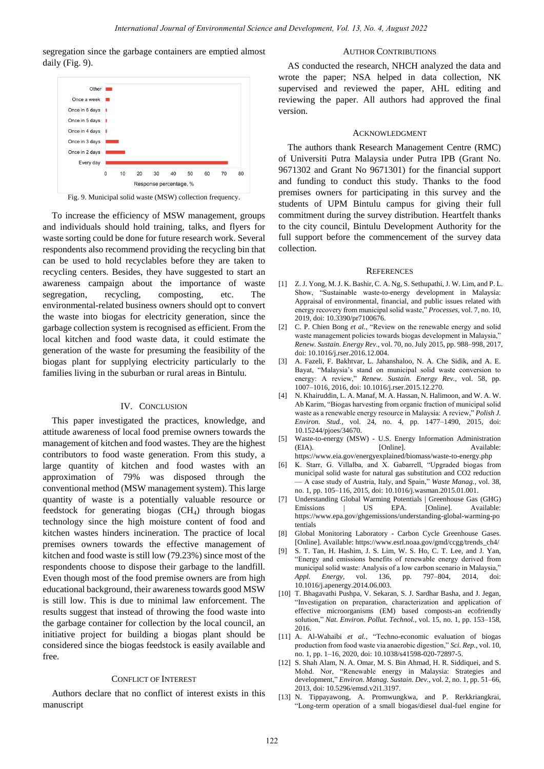segregation since the garbage containers are emptied almost daily (Fig. 9).

Fig. 9. Municipal solid waste (MSW) collection frequency.

To increase the efficiency of MSW management, groups and individuals should hold training, talks, and flyers for waste sorting could be done for future research work. Several respondents also recommend providing the recycling bin that can be used to hold recyclables before they are taken to recycling centers. Besides, they have suggested to start an awareness campaign about the importance of waste segregation, recycling, composting, etc. The environmental-related business owners should opt to convert the waste into biogas for electricity generation, since the garbage collection system is recognised as efficient. From the local kitchen and food waste data, it could estimate the generation of the waste for presuming the feasibility of the biogas plant for supplying electricity particularly to the families living in the suburban or rural areas in Bintulu.

## IV. Conclusion

This paper investigated the practices, knowledge, and attitude awareness of local food premise owners towards the management of kitchen and food wastes. They are the highest contributors to food waste generation. From this study, a large quantity of kitchen and food wastes with an approximation of 79% was disposed through the conventional method (MSW management system). This large quantity of waste is a potentially valuable resource or feedstock for generating biogas ($CH_4$) through biogas technology since the high moisture content of food and kitchen wastes hinders incineration. The practice of local premises owners towards the effective management of kitchen and food waste is still low (79.23%) since most of the respondents choose to dispose their garbage to the landfill. Even though most of the food premise owners are from high educational background, their awareness towards good MSW is still low. This is due to minimal law enforcement. The results suggest that instead of throwing the food waste into the garbage container for collection by the local council, an initiative project for building a biogas plant should be considered since the biogas feedstock is easily available and free.

## Conflict of Interest

Authors declare that no conflict of interest exists in this manuscript

## Author Contributions

AS conducted the research, NHCH analyzed the data and wrote the paper; NSA helped in data collection, NK supervised and reviewed the paper, AHL editing and reviewing the paper. All authors had approved the final version.

## Acknowledgment

The authors thank Research Management Centre (RMC) of Universiti Putra Malaysia under Putra IPB (Grant No. 9671302 and Grant No 9671301) for the financial support and funding to conduct this study. Thanks to the food premises owners for participating in this survey and the students of UPM Bintulu campus for giving their full commitment during the survey distribution. Heartfelt thanks to the city council, Bintulu Development Authority for the full support before the commencement of the survey data collection.

## References

[1] Z. J. Yong, M. J. K. Bashir, C. A. Ng, S. Sethupathi, J. W. Lim, and P. L. Show, "Sustainable waste-to-energy development in Malaysia: Appraisal of environmental, financial, and public issues related with energy recovery from municipal solid waste," *Processes*, vol. 7, no. 10, 2019, doi: 10.3390/pr7100676.

[2] C. P. Chien Bong *et al.*, "Review on the renewable energy and solid waste management policies towards biogas development in Malaysia," *Renew. Sustain. Energy Rev.*, vol. 70, no. July 2015, pp. 988–998, 2017, doi: 10.1016/j.rser.2016.12.004.

[3] A. Fazeli, F. Bakhtvar, L. Jahanshaloo, N. A. Che Sidik, and A. E. Bayat, "Malaysia's stand on municipal solid waste conversion to energy: A review," *Renew. Sustain. Energy Rev.*, vol. 58, pp. 1007–1016, 2016, doi: 10.1016/j.rser.2015.12.270.

[4] N. Khairuddin, L. A. Manaf, M. A. Hassan, N. Halimoon, and W. A. W. Ab Karim, "Biogas harvesting from organic fraction of municipal solid waste as a renewable energy resource in Malaysia: A review," *Polish J. Environ. Stud.*, vol. 24, no. 4, pp. 1477–1490, 2015, doi: 10.15244/pjoes/34670.

[5] Waste-to-energy (MSW) - U.S. Energy Information Administration (EIA). [Online]. Available: https://www.eia.gov/energyexplained/biomass/waste-to-energy.php

[6] K. Starr, G. Villalba, and X. Gabarrell, "Upgraded biogas from municipal solid waste for natural gas substitution and CO2 reduction — A case study of Austria, Italy, and Spain," *Waste Manag.*, vol. 38, no. 1, pp. 105–116, 2015, doi: 10.1016/j.wasman.2015.01.001.

[7] Understanding Global Warming Potentials | Greenhouse Gas (GHG) Emissions | US EPA. [Online]. Available: https://www.epa.gov/ghgemissions/understanding-global-warming-potentials

[8] Global Monitoring Laboratory - Carbon Cycle Greenhouse Gases. [Online]. Available: https://www.esrl.noaa.gov/gmd/ccgg/trends_ch4/

[9] S. T. Tan, H. Hashim, J. S. Lim, W. S. Ho, C. T. Lee, and J. Yan, "Energy and emissions benefits of renewable energy derived from municipal solid waste: Analysis of a low carbon scenario in Malaysia," *Appl. Energy*, vol. 136, pp. 797–804, 2014, doi: 10.1016/j.apenergy.2014.06.003.

[10] T. Bhagavathi Pushpa, V. Sekaran, S. J. Sardhar Basha, and J. Jegan, "Investigation on preparation, characterization and application of effective microorganisms (EM) based composts-an ecofriendly solution," *Nat. Environ. Pollut. Technol.*, vol. 15, no. 1, pp. 153–158, 2016.

[11] A. Al-Wahaibi *et al.*, "Techno-economic evaluation of biogas production from food waste via anaerobic digestion," *Sci. Rep.*, vol. 10, no. 1, pp. 1–16, 2020, doi: 10.1038/s41598-020-72897-5.

[12] S. Shah Alam, N. A. Omar, M. S. Bin Ahmad, H. R. Siddiquei, and S. Mohd. Nor, "Renewable energy in Malaysia: Strategies and development," *Environ. Manag. Sustain. Dev.*, vol. 2, no. 1, pp. 51–66, 2013, doi: 10.5296/emsd.v2i1.3197.

[13] N. Tippayawong, A. Promwungkwa, and P. Rerkkriangkrai, "Long-term operation of a small biogas/diesel dual-fuel engine for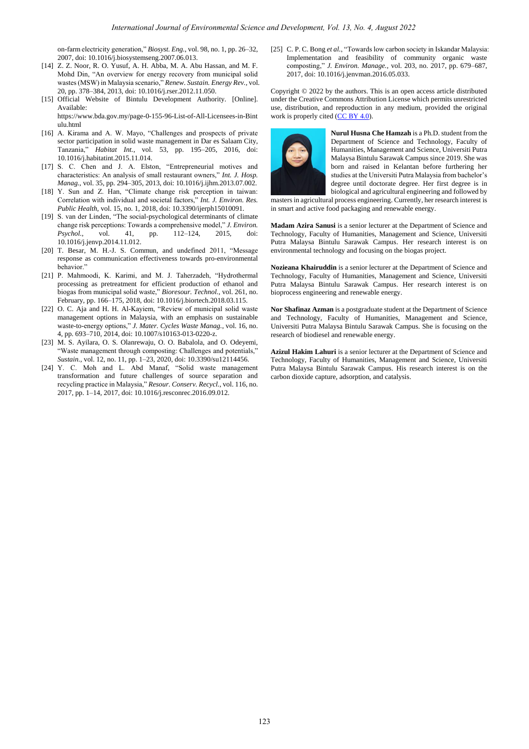on-farm electricity generation," *Biosyst. Eng.*, vol. 98, no. 1, pp. 26–32, 2007, doi: 10.1016/j.biosystemseng.2007.06.013.

[14] Z. Z. Noor, R. O. Yusuf, A. H. Abba, M. A. Abu Hassan, and M. F. Mohd Din, "An overview for energy recovery from municipal solid wastes (MSW) in Malaysia scenario," *Renew. Sustain. Energy Rev.*, vol. 20, pp. 378–384, 2013, doi: 10.1016/j.rser.2012.11.050.

[15] Official Website of Bintulu Development Authority. [Online]. Available: https://www.bda.gov.my/page-0-155-96-List-of-All-Licensees-in-Bintulu.html

[16] A. Kirama and A. W. Mayo, "Challenges and prospects of private sector participation in solid waste management in Dar es Salaam City, Tanzania," *Habitat Int.*, vol. 53, pp. 195–205, 2016, doi: 10.1016/j.habitatint.2015.11.014.

[17] S. C. Chen and J. A. Elston, "Entrepreneurial motives and characteristics: An analysis of small restaurant owners," *Int. J. Hosp. Manag.*, vol. 35, pp. 294–305, 2013, doi: 10.1016/j.ijhm.2013.07.002.

[18] Y. Sun and Z. Han, "Climate change risk perception in taiwan: Correlation with individual and societal factors," *Int. J. Environ. Res. Public Health*, vol. 15, no. 1, 2018, doi: 10.3390/ijerph15010091.

[19] S. van der Linden, "The social-psychological determinants of climate change risk perceptions: Towards a comprehensive model," *J. Environ. Psychol.*, vol. 41, pp. 112–124, 2015, doi: 10.1016/j.jenvp.2014.11.012.

[20] T. Besar, M. H.-J. S. Commun, and undefined 2011, "Message response as communication effectiveness towards pro-environmental behavior."

[21] P. Mahmoodi, K. Karimi, and M. J. Taherzadeh, "Hydrothermal processing as pretreatment for efficient production of ethanol and biogas from municipal solid waste," *Bioresour. Technol.*, vol. 261, no. February, pp. 166–175, 2018, doi: 10.1016/j.biortech.2018.03.115.

[22] O. C. Aja and H. H. Al-Kayiem, "Review of municipal solid waste management options in Malaysia, with an emphasis on sustainable waste-to-energy options," *J. Mater. Cycles Waste Manag.*, vol. 16, no. 4, pp. 693–710, 2014, doi: 10.1007/s10163-013-0220-z.

[23] M. S. Ayilara, O. S. Olanrewaju, O. O. Babalola, and O. Odeyemi, "Waste management through composting: Challenges and potentials," *Sustain.*, vol. 12, no. 11, pp. 1–23, 2020, doi: 10.3390/su12114456.

[24] Y. C. Moh and L. Abd Manaf, "Solid waste management transformation and future challenges of source separation and recycling practice in Malaysia," *Resour. Conserv. Recycl.*, vol. 116, no. 2017, pp. 1–14, 2017, doi: 10.1016/j.resconrec.2016.09.012.

[25] C. P. C. Bong *et al.*, "Towards low carbon society in Iskandar Malaysia: Implementation and feasibility of community organic waste composting," *J. Environ. Manage.*, vol. 203, no. 2017, pp. 679–687, 2017, doi: 10.1016/j.jenvman.2016.05.033.

Copyright © 2022 by the authors. This is an open access article distributed under the Creative Commons Attribution License which permits unrestricted use, distribution, and reproduction in any medium, provided the original work is properly cited (CC BY 4.0).

**Nurul Husna Che Hamzah** is a Ph.D. student from the Department of Science and Technology, Faculty of Humanities, Management and Science, Universiti Putra Malaysa Bintulu Sarawak Campus since 2019. She was born and raised in Kelantan before furthering her studies at the Universiti Putra Malaysia from bachelor's degree until doctorate degree. Her first degree is in biological and agricultural engineering and followed by masters in agricultural process engineering. Currently, her research interest is in smart and active food packaging and renewable energy.

**Madam Azira Sanusi** is a senior lecturer at the Department of Science and Technology, Faculty of Humanities, Management and Science, Universiti Putra Malaysa Bintulu Sarawak Campus. Her research interest is on environmental technology and focusing on the biogas project.

**Nozieana Khairuddin** is a senior lecturer at the Department of Science and Technology, Faculty of Humanities, Management and Science, Universiti Putra Malaysa Bintulu Sarawak Campus. Her research interest is on bioprocess engineering and renewable energy.

**Nor Shafinaz Azman** is a postgraduate student at the Department of Science and Technology, Faculty of Humanities, Management and Science, Universiti Putra Malaysa Bintulu Sarawak Campus. She is focusing on the research of biodiesel and renewable energy.

**Azizul Hakim Lahuri** is a senior lecturer at the Department of Science and Technology, Faculty of Humanities, Management and Science, Universiti Putra Malaysa Bintulu Sarawak Campus. His research interest is on the carbon dioxide capture, adsorption, and catalysis.